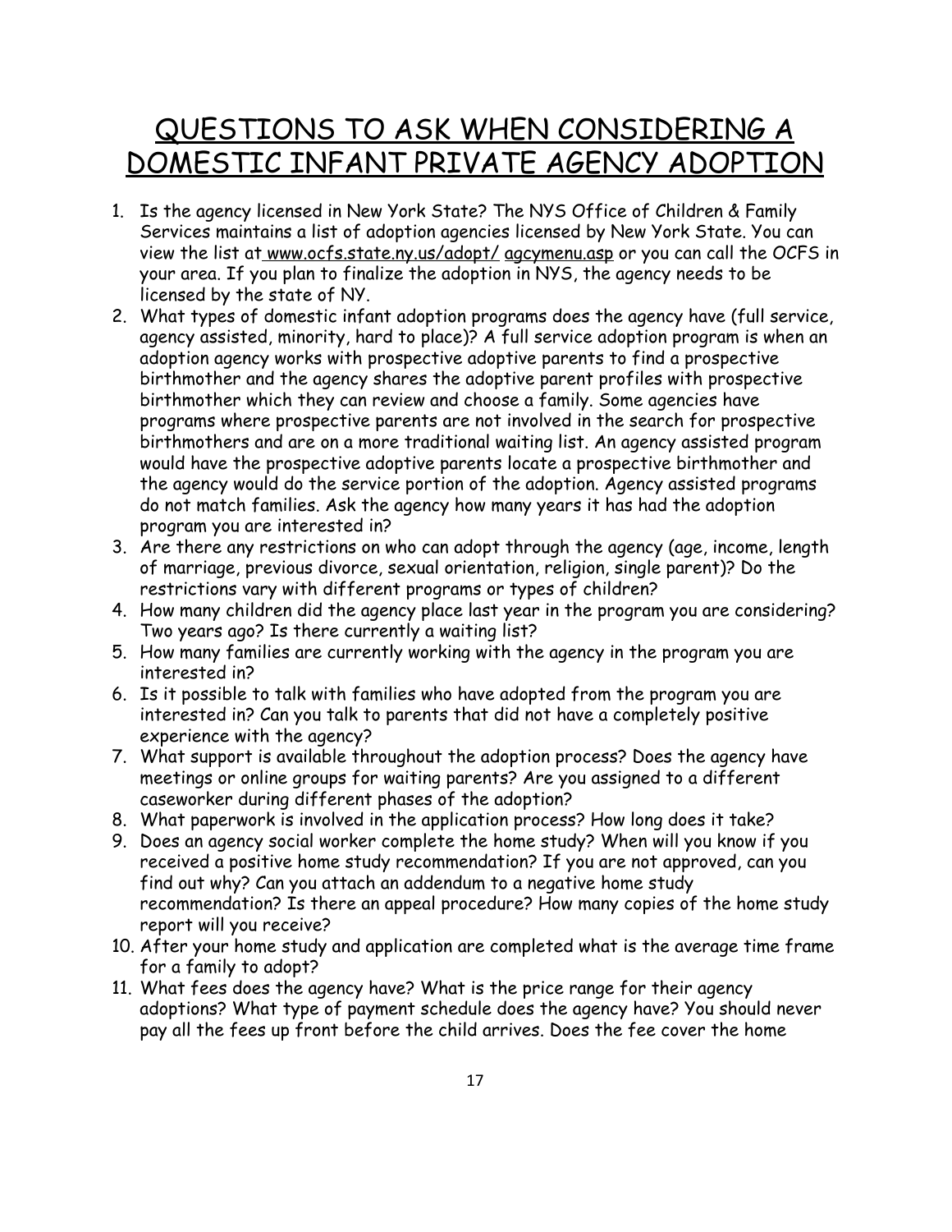# QUESTIONS TO ASK WHEN CONSIDERING A DOMESTIC INFANT PRIVATE AGENCY ADOPTION

1. Is the agency licensed in New York State? The NYS Office of Children & Family Services maintains a list of adoption agencies licensed by New York State. You can view the list at www.ocfs.state.ny.us/adopt/ agcymenu.asp or you can call the OCFS in your area. If you plan to finalize the adoption in NYS, the agency needs to be licensed by the state of NY.
2. What types of domestic infant adoption programs does the agency have (full service, agency assisted, minority, hard to place)? A full service adoption program is when an adoption agency works with prospective adoptive parents to find a prospective birthmother and the agency shares the adoptive parent profiles with prospective birthmother which they can review and choose a family. Some agencies have programs where prospective parents are not involved in the search for prospective birthmothers and are on a more traditional waiting list. An agency assisted program would have the prospective adoptive parents locate a prospective birthmother and the agency would do the service portion of the adoption. Agency assisted programs do not match families. Ask the agency how many years it has had the adoption program you are interested in?
3. Are there any restrictions on who can adopt through the agency (age, income, length of marriage, previous divorce, sexual orientation, religion, single parent)? Do the restrictions vary with different programs or types of children?
4. How many children did the agency place last year in the program you are considering? Two years ago? Is there currently a waiting list?
5. How many families are currently working with the agency in the program you are interested in?
6. Is it possible to talk with families who have adopted from the program you are interested in? Can you talk to parents that did not have a completely positive experience with the agency?
7. What support is available throughout the adoption process? Does the agency have meetings or online groups for waiting parents? Are you assigned to a different caseworker during different phases of the adoption?
8. What paperwork is involved in the application process? How long does it take?
9. Does an agency social worker complete the home study? When will you know if you received a positive home study recommendation? If you are not approved, can you find out why? Can you attach an addendum to a negative home study recommendation? Is there an appeal procedure? How many copies of the home study report will you receive?
10. After your home study and application are completed what is the average time frame for a family to adopt?
11. What fees does the agency have? What is the price range for their agency adoptions? What type of payment schedule does the agency have? You should never pay all the fees up front before the child arrives. Does the fee cover the home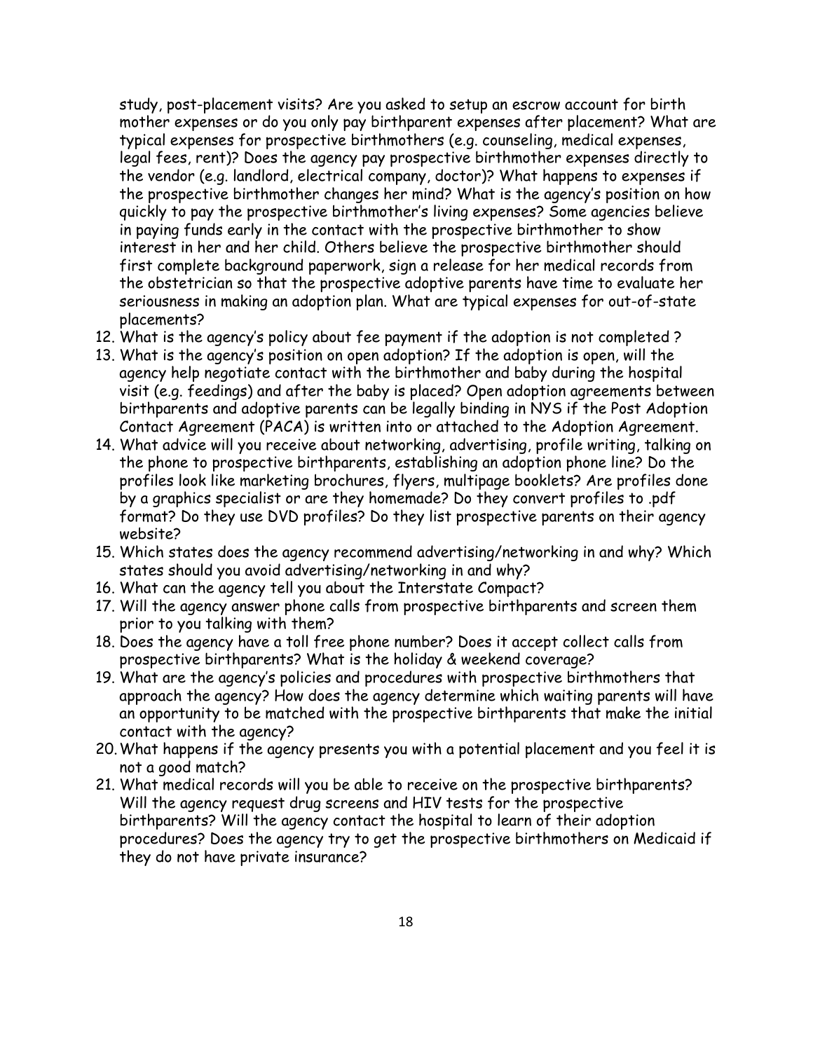study, post-placement visits? Are you asked to setup an escrow account for birth mother expenses or do you only pay birthparent expenses after placement? What are typical expenses for prospective birthmothers (e.g. counseling, medical expenses, legal fees, rent)? Does the agency pay prospective birthmother expenses directly to the vendor (e.g. landlord, electrical company, doctor)? What happens to expenses if the prospective birthmother changes her mind? What is the agency's position on how quickly to pay the prospective birthmother's living expenses? Some agencies believe in paying funds early in the contact with the prospective birthmother to show interest in her and her child. Others believe the prospective birthmother should first complete background paperwork, sign a release for her medical records from the obstetrician so that the prospective adoptive parents have time to evaluate her seriousness in making an adoption plan. What are typical expenses for out-of-state placements?

12. What is the agency's policy about fee payment if the adoption is not completed ?
13. What is the agency's position on open adoption? If the adoption is open, will the agency help negotiate contact with the birthmother and baby during the hospital visit (e.g. feedings) and after the baby is placed? Open adoption agreements between birthparents and adoptive parents can be legally binding in NYS if the Post Adoption Contact Agreement (PACA) is written into or attached to the Adoption Agreement.
14. What advice will you receive about networking, advertising, profile writing, talking on the phone to prospective birthparents, establishing an adoption phone line? Do the profiles look like marketing brochures, flyers, multipage booklets? Are profiles done by a graphics specialist or are they homemade? Do they convert profiles to .pdf format? Do they use DVD profiles? Do they list prospective parents on their agency website?
15. Which states does the agency recommend advertising/networking in and why? Which states should you avoid advertising/networking in and why?
16. What can the agency tell you about the Interstate Compact?
17. Will the agency answer phone calls from prospective birthparents and screen them prior to you talking with them?
18. Does the agency have a toll free phone number? Does it accept collect calls from prospective birthparents? What is the holiday & weekend coverage?
19. What are the agency's policies and procedures with prospective birthmothers that approach the agency? How does the agency determine which waiting parents will have an opportunity to be matched with the prospective birthparents that make the initial contact with the agency?
20. What happens if the agency presents you with a potential placement and you feel it is not a good match?
21. What medical records will you be able to receive on the prospective birthparents? Will the agency request drug screens and HIV tests for the prospective birthparents? Will the agency contact the hospital to learn of their adoption procedures? Does the agency try to get the prospective birthmothers on Medicaid if they do not have private insurance?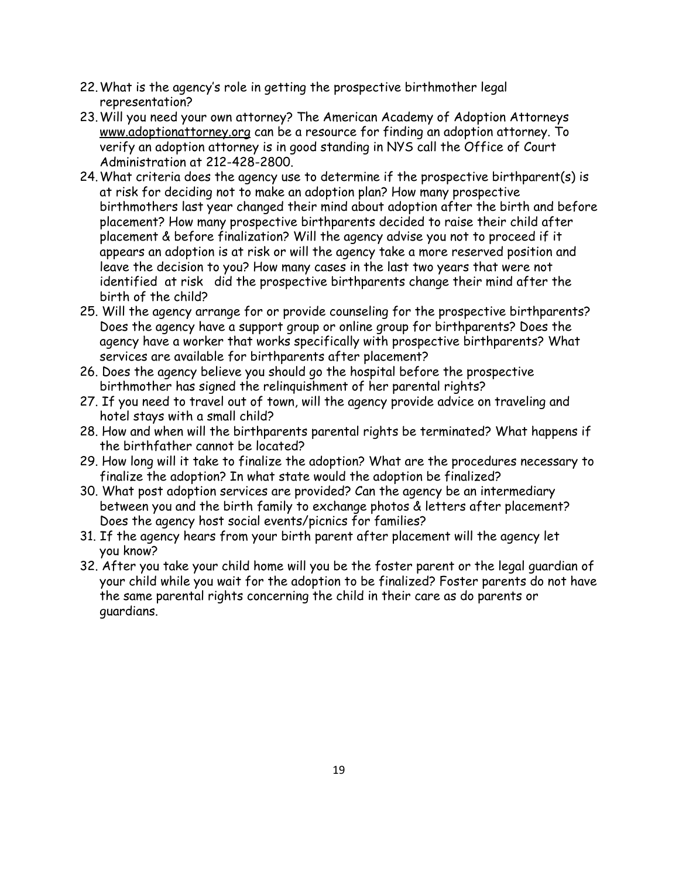22. What is the agency's role in getting the prospective birthmother legal representation?
23. Will you need your own attorney? The American Academy of Adoption Attorneys www.adoptionattorney.org can be a resource for finding an adoption attorney. To verify an adoption attorney is in good standing in NYS call the Office of Court Administration at 212-428-2800.
24. What criteria does the agency use to determine if the prospective birthparent(s) is at risk for deciding not to make an adoption plan? How many prospective birthmothers last year changed their mind about adoption after the birth and before placement? How many prospective birthparents decided to raise their child after placement & before finalization? Will the agency advise you not to proceed if it appears an adoption is at risk or will the agency take a more reserved position and leave the decision to you? How many cases in the last two years that were not identified at risk did the prospective birthparents change their mind after the birth of the child?
25. Will the agency arrange for or provide counseling for the prospective birthparents? Does the agency have a support group or online group for birthparents? Does the agency have a worker that works specifically with prospective birthparents? What services are available for birthparents after placement?
26. Does the agency believe you should go the hospital before the prospective birthmother has signed the relinquishment of her parental rights?
27. If you need to travel out of town, will the agency provide advice on traveling and hotel stays with a small child?
28. How and when will the birthparents parental rights be terminated? What happens if the birthfather cannot be located?
29. How long will it take to finalize the adoption? What are the procedures necessary to finalize the adoption? In what state would the adoption be finalized?
30. What post adoption services are provided? Can the agency be an intermediary between you and the birth family to exchange photos & letters after placement? Does the agency host social events/picnics for families?
31. If the agency hears from your birth parent after placement will the agency let you know?
32. After you take your child home will you be the foster parent or the legal guardian of your child while you wait for the adoption to be finalized? Foster parents do not have the same parental rights concerning the child in their care as do parents or guardians.